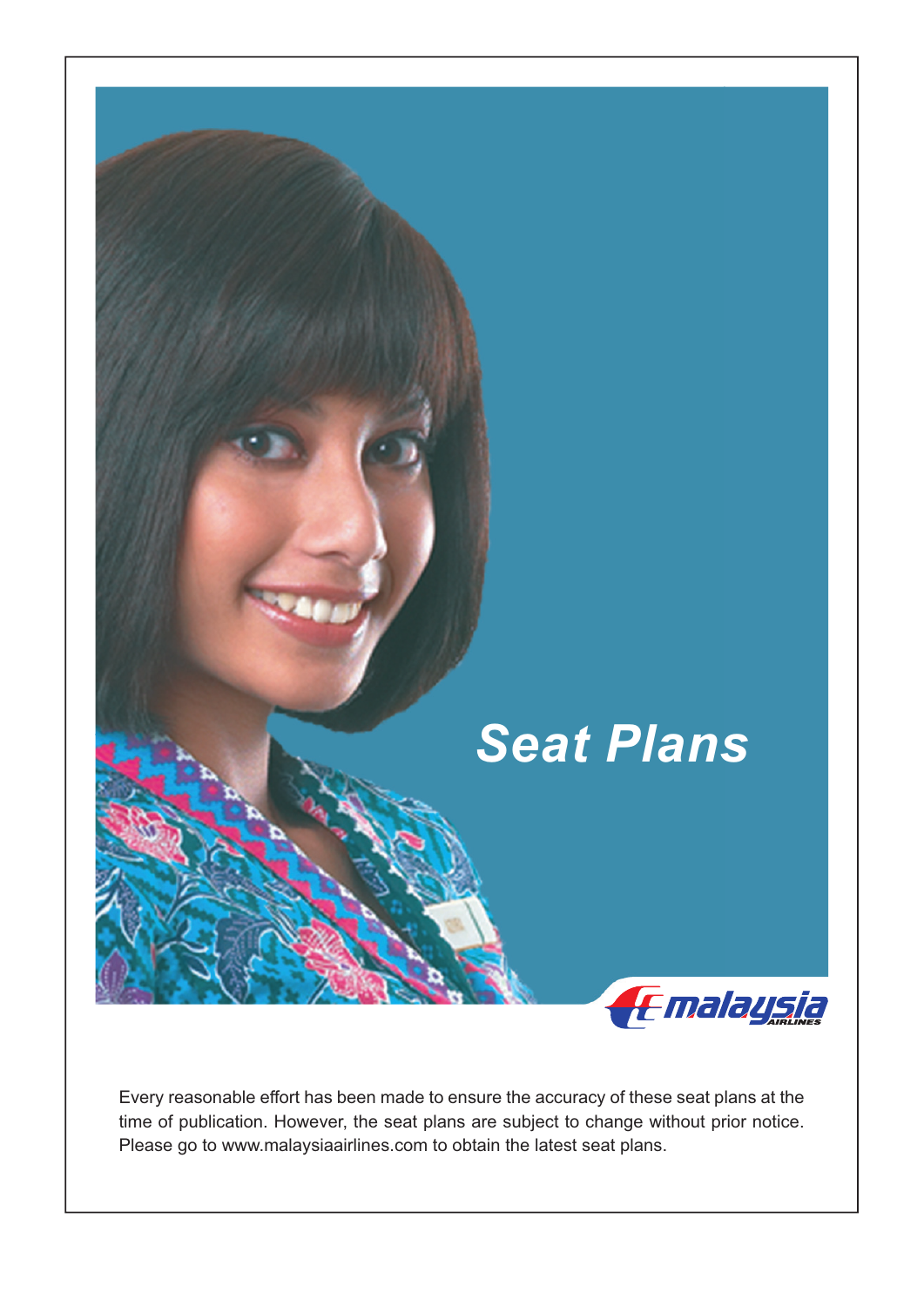# Seat Plans

Every reasonable effort has been made to ensure the accuracy of these seat plans at the time of publication. However, the seat plans are subject to change without prior notice. Please go to www.malaysiaairlines.com to obtain the latest seat plans.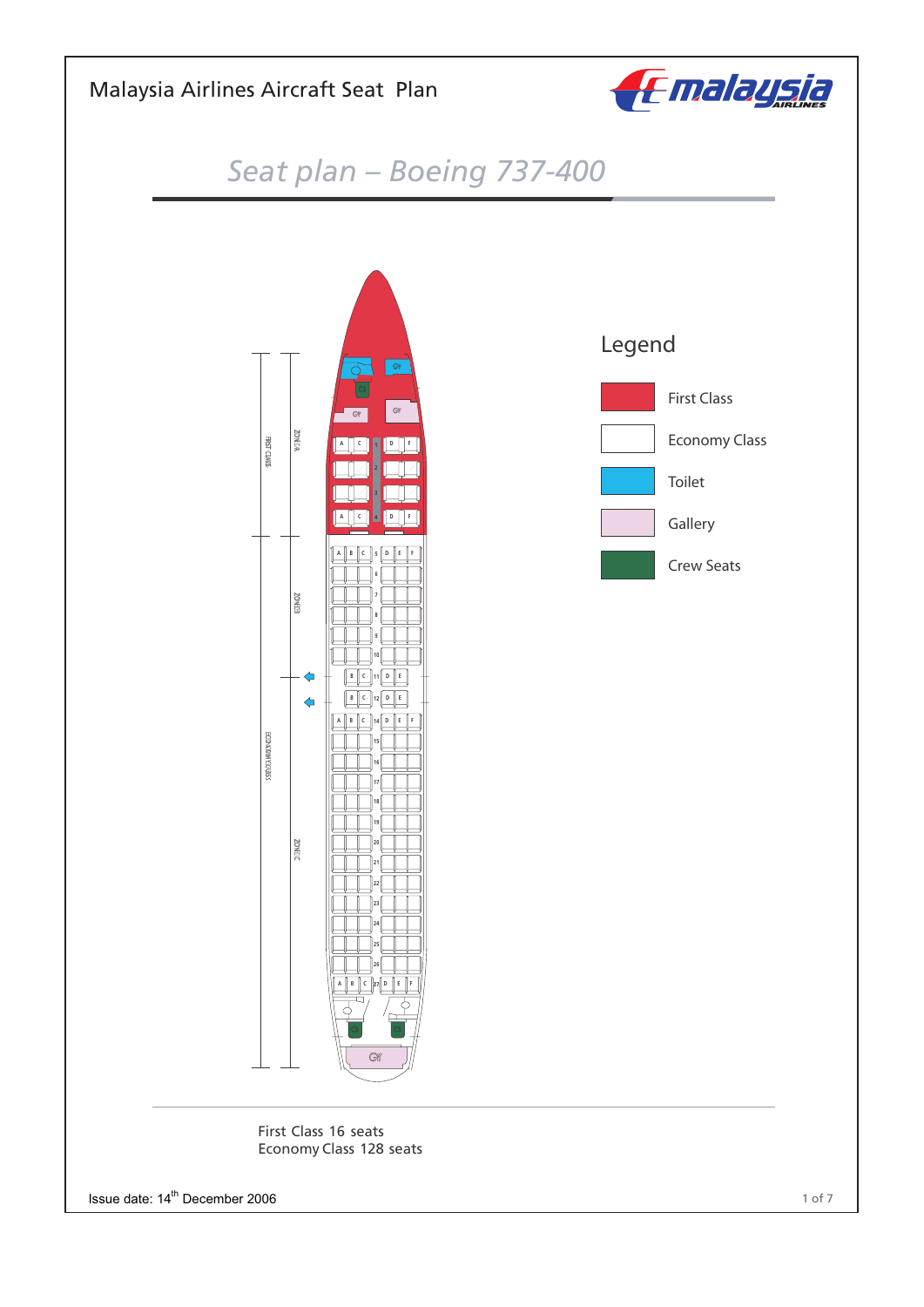Malaysia Airlines Aircraft Seat Plan

## Seat plan – Boeing 737-400

Legend

- First Class
- Economy Class
- Toilet
- Gallery
- Crew Seats

First Class 16 seats
Economy Class 128 seats

Issue date: 14th December 2006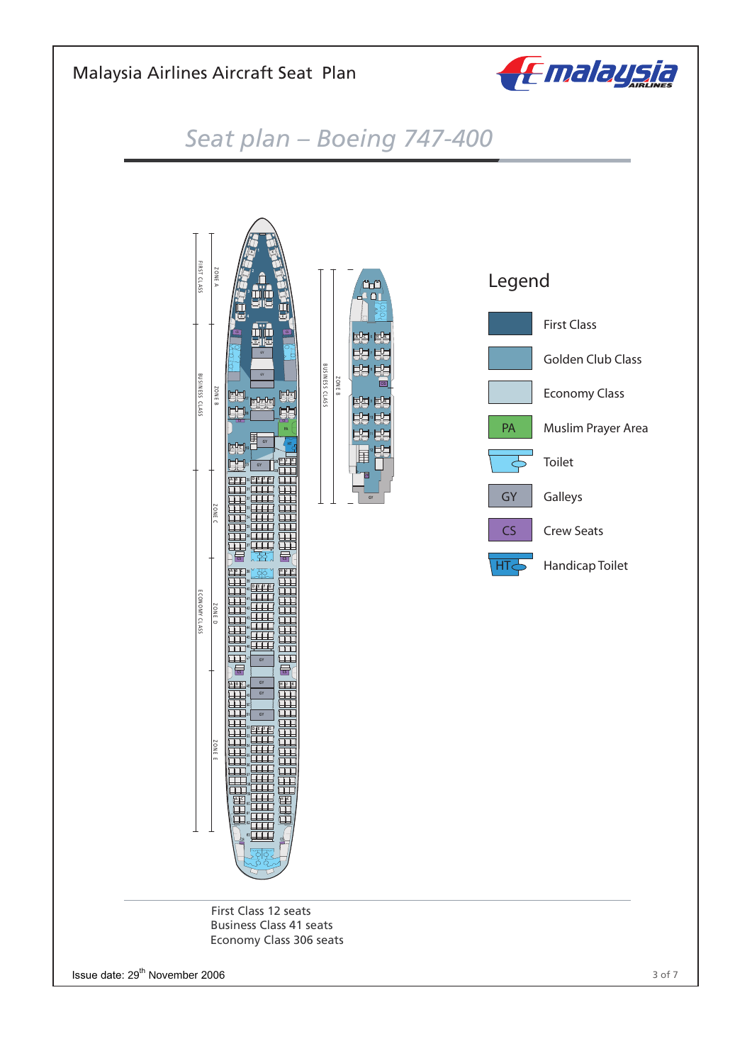Malaysia Airlines Aircraft Seat Plan

# *Seat plan – Boeing 747-400*

## Legend

- First Class
- Golden Club Class
- Economy Class
- PA — Muslim Prayer Area
- Toilet
- GY — Galleys
- CS — Crew Seats
- HT — Handicap Toilet

First Class 12 seats
Business Class 41 seats
Economy Class 306 seats

Issue date: 29th November 2006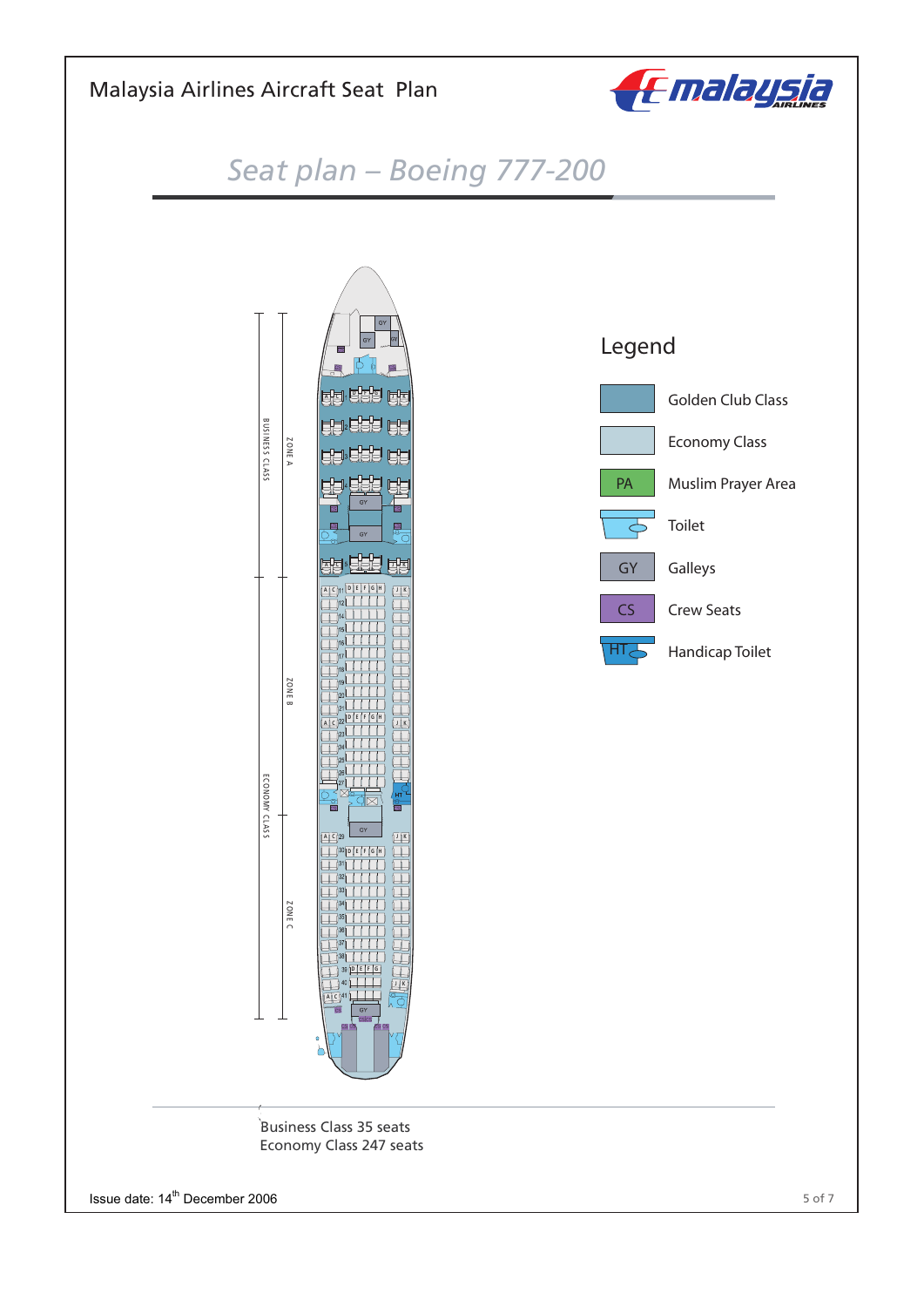Malaysia Airlines Aircraft Seat Plan

## Seat plan – Boeing 777-200

## Legend

| Legend | |
|---|---|
| | Golden Club Class |
| | Economy Class |
| PA | Muslim Prayer Area |
| | Toilet |
| GY | Galleys |
| CS | Crew Seats |
| HT | Handicap Toilet |

Business Class 35 seats
Economy Class 247 seats

Issue date: 14th December 2006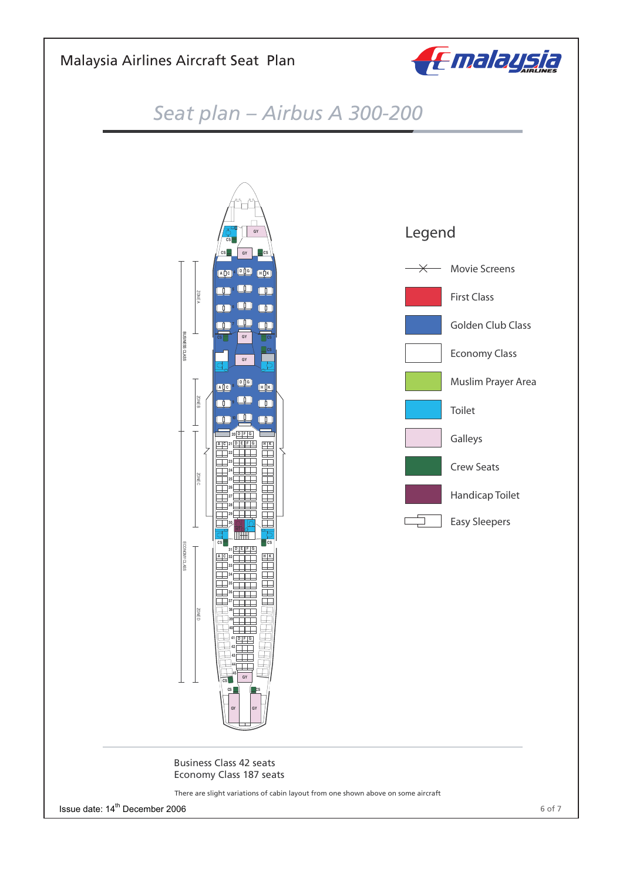# Malaysia Airlines Aircraft Seat Plan

## Seat plan – Airbus A 300-200

## Legend

- Movie Screens
- First Class
- Golden Club Class
- Economy Class
- Muslim Prayer Area
- Toilet
- Galleys
- Crew Seats
- Handicap Toilet
- Easy Sleepers

Business Class 42 seats
Economy Class 187 seats

There are slight variations of cabin layout from one shown above on some aircraft

Issue date: 14th December 2006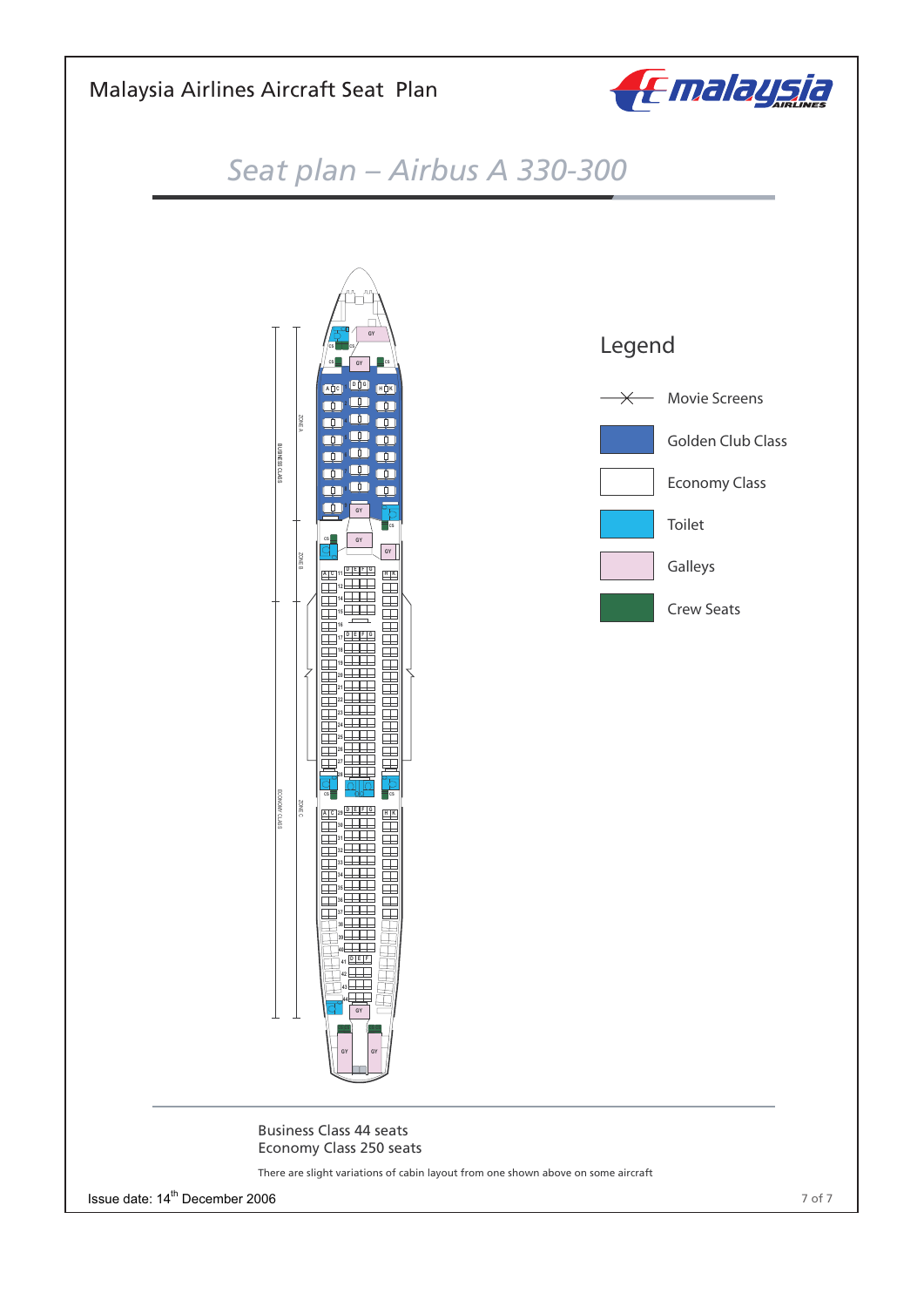Malaysia Airlines Aircraft Seat Plan

## Seat plan – Airbus A 330-300

### Legend

- Movie Screens
- Golden Club Class
- Economy Class
- Toilet
- Galleys
- Crew Seats

Business Class 44 seats
Economy Class 250 seats

There are slight variations of cabin layout from one shown above on some aircraft

Issue date: 14th December 2006